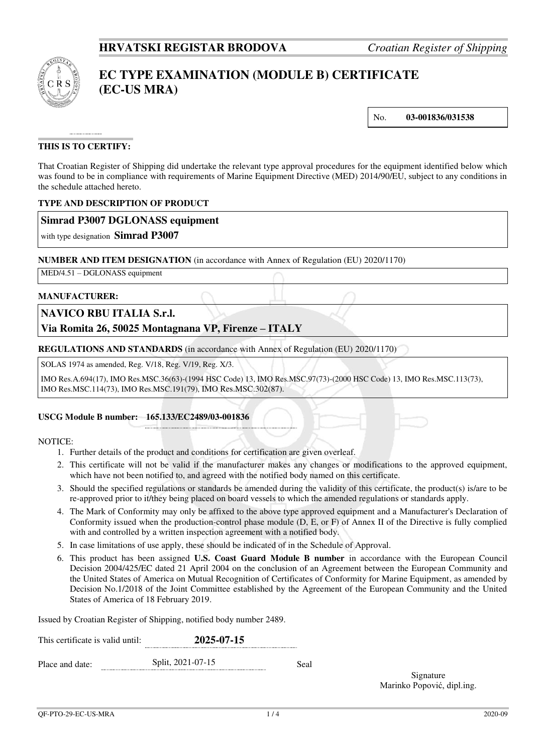**HRVATSKI REGISTAR BRODOVA** *Croatian Register of Shipping*

# EC TYPE EXAMINATION (MODULE B) CERTIFICATE (EC-US MRA)

No. **03-001836/031538**

**THIS IS TO CERTIFY:**

That Croatian Register of Shipping did undertake the relevant type approval procedures for the equipment identified below which was found to be in compliance with requirements of Marine Equipment Directive (MED) 2014/90/EU, subject to any conditions in the schedule attached hereto.

**TYPE AND DESCRIPTION OF PRODUCT**

**Simrad P3007 DGLONASS equipment**

with type designation **Simrad P3007**

**NUMBER AND ITEM DESIGNATION** (in accordance with Annex of Regulation (EU) 2020/1170)

MED/4.51 – DGLONASS equipment

**MANUFACTURER:**

**NAVICO RBU ITALIA S.r.l.**
**Via Romita 26, 50025 Montagnana VP, Firenze – ITALY**

**REGULATIONS AND STANDARDS** (in accordance with Annex of Regulation (EU) 2020/1170)

SOLAS 1974 as amended, Reg. V/18, Reg. V/19, Reg. X/3.

IMO Res.A.694(17), IMO Res.MSC.36(63)-(1994 HSC Code) 13, IMO Res.MSC.97(73)-(2000 HSC Code) 13, IMO Res.MSC.113(73), IMO Res.MSC.114(73), IMO Res.MSC.191(79), IMO Res.MSC.302(87).

**USCG Module B number: 165.133/EC2489/03-001836**

NOTICE:

1. Further details of the product and conditions for certification are given overleaf.
2. This certificate will not be valid if the manufacturer makes any changes or modifications to the approved equipment, which have not been notified to, and agreed with the notified body named on this certificate.
3. Should the specified regulations or standards be amended during the validity of this certificate, the product(s) is/are to be re-approved prior to it/they being placed on board vessels to which the amended regulations or standards apply.
4. The Mark of Conformity may only be affixed to the above type approved equipment and a Manufacturer's Declaration of Conformity issued when the production-control phase module (D, E, or F) of Annex II of the Directive is fully complied with and controlled by a written inspection agreement with a notified body.
5. In case limitations of use apply, these should be indicated of in the Schedule of Approval.
6. This product has been assigned **U.S. Coast Guard Module B number** in accordance with the European Council Decision 2004/425/EC dated 21 April 2004 on the conclusion of an Agreement between the European Community and the United States of America on Mutual Recognition of Certificates of Conformity for Marine Equipment, as amended by Decision No.1/2018 of the Joint Committee established by the Agreement of the European Community and the United States of America of 18 February 2019.

Issued by Croatian Register of Shipping, notified body number 2489.

This certificate is valid until: **2025-07-15**

Place and date: Split, 2021-07-15

Seal

Signature
Marinko Popović, dipl.ing.

QF-PTO-29-EC-US-MRA 2020-09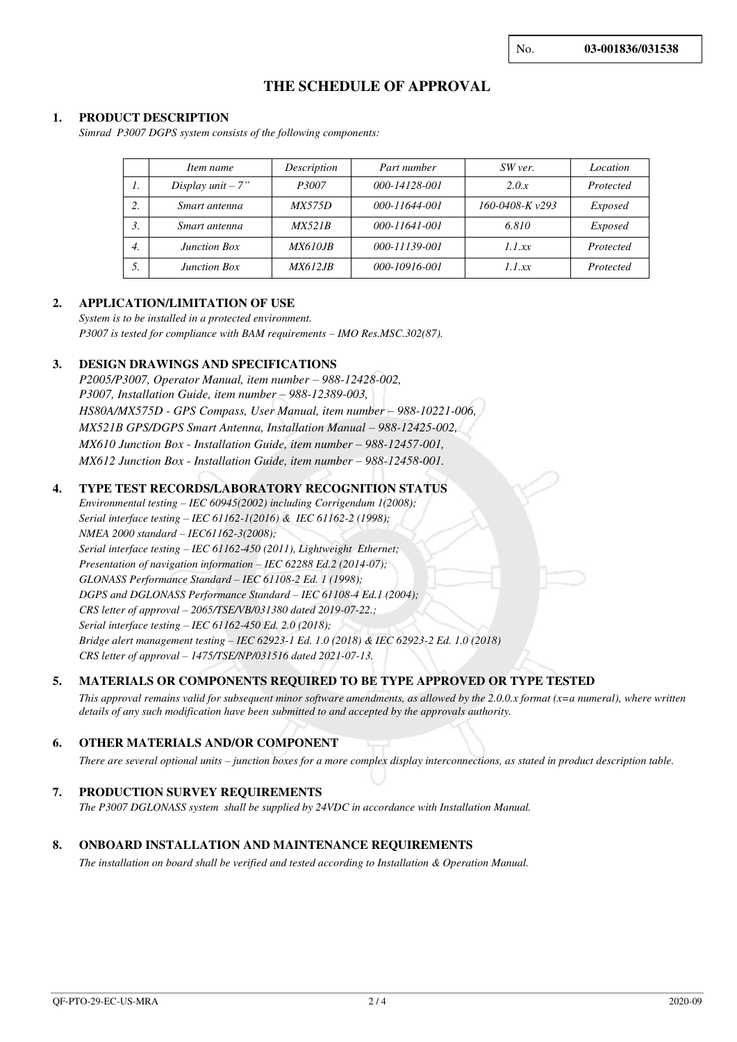No. **03-001836/031538**

# THE SCHEDULE OF APPROVAL

## 1. PRODUCT DESCRIPTION

*Simrad P3007 DGPS system consists of the following components:*

| | *Item name* | *Description* | *Part number* | *SW ver.* | *Location* |
|---|---|---|---|---|---|
| *1.* | *Display unit – 7"* | *P3007* | *000-14128-001* | *2.0.x* | *Protected* |
| *2.* | *Smart antenna* | *MX575D* | *000-11644-001* | *160-0408-K v293* | *Exposed* |
| *3.* | *Smart antenna* | *MX521B* | *000-11641-001* | *6.810* | *Exposed* |
| *4.* | *Junction Box* | *MX610JB* | *000-11139-001* | *1.1.xx* | *Protected* |
| *5.* | *Junction Box* | *MX612JB* | *000-10916-001* | *1.1.xx* | *Protected* |

## 2. APPLICATION/LIMITATION OF USE

*System is to be installed in a protected environment.*
*P3007 is tested for compliance with BAM requirements – IMO Res.MSC.302(87).*

## 3. DESIGN DRAWINGS AND SPECIFICATIONS

*P2005/P3007, Operator Manual, item number – 988-12428-002,*
*P3007, Installation Guide, item number – 988-12389-003,*
*HS80A/MX575D - GPS Compass, User Manual, item number – 988-10221-006,*
*MX521B GPS/DGPS Smart Antenna, Installation Manual – 988-12425-002,*
*MX610 Junction Box - Installation Guide, item number – 988-12457-001,*
*MX612 Junction Box - Installation Guide, item number – 988-12458-001.*

## 4. TYPE TEST RECORDS/LABORATORY RECOGNITION STATUS

*Environmental testing – IEC 60945(2002) including Corrigendum 1(2008);*
*Serial interface testing – IEC 61162-1(2016) & IEC 61162-2 (1998);*
*NMEA 2000 standard – IEC61162-3(2008);*
*Serial interface testing – IEC 61162-450 (2011), Lightweight Ethernet;*
*Presentation of navigation information – IEC 62288 Ed.2 (2014-07);*
*GLONASS Performance Standard – IEC 61108-2 Ed. 1 (1998);*
*DGPS and DGLONASS Performance Standard – IEC 61108-4 Ed.1 (2004);*
*CRS letter of approval – 2065/TSE/VB/031380 dated 2019-07-22.;*
*Serial interface testing – IEC 61162-450 Ed. 2.0 (2018);*
*Bridge alert management testing – IEC 62923-1 Ed. 1.0 (2018) & IEC 62923-2 Ed. 1.0 (2018)*
*CRS letter of approval – 1475/TSE/NP/031516 dated 2021-07-13.*

## 5. MATERIALS OR COMPONENTS REQUIRED TO BE TYPE APPROVED OR TYPE TESTED

*This approval remains valid for subsequent minor software amendments, as allowed by the 2.0.0.x format (x=a numeral), where written details of any such modification have been submitted to and accepted by the approvals authority.*

## 6. OTHER MATERIALS AND/OR COMPONENT

*There are several optional units – junction boxes for a more complex display interconnections, as stated in product description table.*

## 7. PRODUCTION SURVEY REQUIREMENTS

*The P3007 DGLONASS system shall be supplied by 24VDC in accordance with Installation Manual.*

## 8. ONBOARD INSTALLATION AND MAINTENANCE REQUIREMENTS

*The installation on board shall be verified and tested according to Installation & Operation Manual.*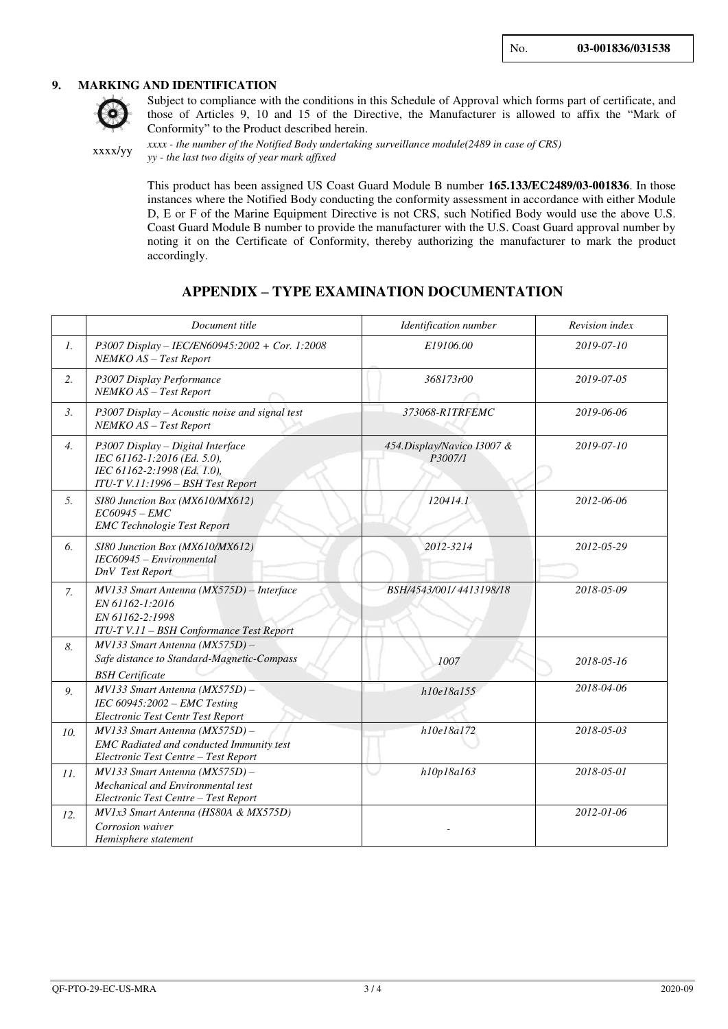No. **03-001836/031538**

## 9. MARKING AND IDENTIFICATION

Subject to compliance with the conditions in this Schedule of Approval which forms part of certificate, and those of Articles 9, 10 and 15 of the Directive, the Manufacturer is allowed to affix the "Mark of Conformity" to the Product described herein.

xxxx/yy

*xxxx - the number of the Notified Body undertaking surveillance module(2489 in case of CRS)*
*yy - the last two digits of year mark affixed*

This product has been assigned US Coast Guard Module B number **165.133/EC2489/03-001836**. In those instances where the Notified Body conducting the conformity assessment in accordance with either Module D, E or F of the Marine Equipment Directive is not CRS, such Notified Body would use the above U.S. Coast Guard Module B number to provide the manufacturer with the U.S. Coast Guard approval number by noting it on the Certificate of Conformity, thereby authorizing the manufacturer to mark the product accordingly.

## APPENDIX – TYPE EXAMINATION DOCUMENTATION

| | *Document title* | *Identification number* | *Revision index* |
|---|---|---|---|
| *1.* | *P3007 Display – IEC/EN60945:2002 + Cor. 1:2008*<br>*NEMKO AS – Test Report* | *E19106.00* | *2019-07-10* |
| *2.* | *P3007 Display Performance*<br>*NEMKO AS – Test Report* | *368173r00* | *2019-07-05* |
| *3.* | *P3007 Display – Acoustic noise and signal test*<br>*NEMKO AS – Test Report* | *373068-R1TRFEMC* | *2019-06-06* |
| *4.* | *P3007 Display – Digital Interface*<br>*IEC 61162-1:2016 (Ed. 5.0),*<br>*IEC 61162-2:1998 (Ed. 1.0),*<br>*ITU-T V.11:1996 – BSH Test Report* | *454.Display/Navico I3007 & P3007/1* | *2019-07-10* |
| *5.* | *SI80 Junction Box (MX610/MX612)*<br>*EC60945 – EMC*<br>*EMC Technologie Test Report* | *120414.1* | *2012-06-06* |
| *6.* | *SI80 Junction Box (MX610/MX612)*<br>*IEC60945 – Environmental*<br>*DnV Test Report* | *2012-3214* | *2012-05-29* |
| *7.* | *MV133 Smart Antenna (MX575D) – Interface*<br>*EN 61162-1:2016*<br>*EN 61162-2:1998*<br>*ITU-T V.11 – BSH Conformance Test Report* | *BSH/4543/001/ 4413198/18* | *2018-05-09* |
| *8.* | *MV133 Smart Antenna (MX575D) –*<br>*Safe distance to Standard-Magnetic-Compass*<br>*BSH Certificate* | *1007* | *2018-05-16* |
| *9.* | *MV133 Smart Antenna (MX575D) –*<br>*IEC 60945:2002 – EMC Testing*<br>*Electronic Test Centr Test Report* | *h10e18a155* | *2018-04-06* |
| *10.* | *MV133 Smart Antenna (MX575D) –*<br>*EMC Radiated and conducted Immunity test*<br>*Electronic Test Centre – Test Report* | *h10e18a172* | *2018-05-03* |
| *11.* | *MV133 Smart Antenna (MX575D) –*<br>*Mechanical and Environmental test*<br>*Electronic Test Centre – Test Report* | *h10p18a163* | *2018-05-01* |
| *12.* | *MV1x3 Smart Antenna (HS80A & MX575D)*<br>*Corrosion waiver*<br>*Hemisphere statement* | - | *2012-01-06* |

QF-PTO-29-EC-US-MRA 2020-09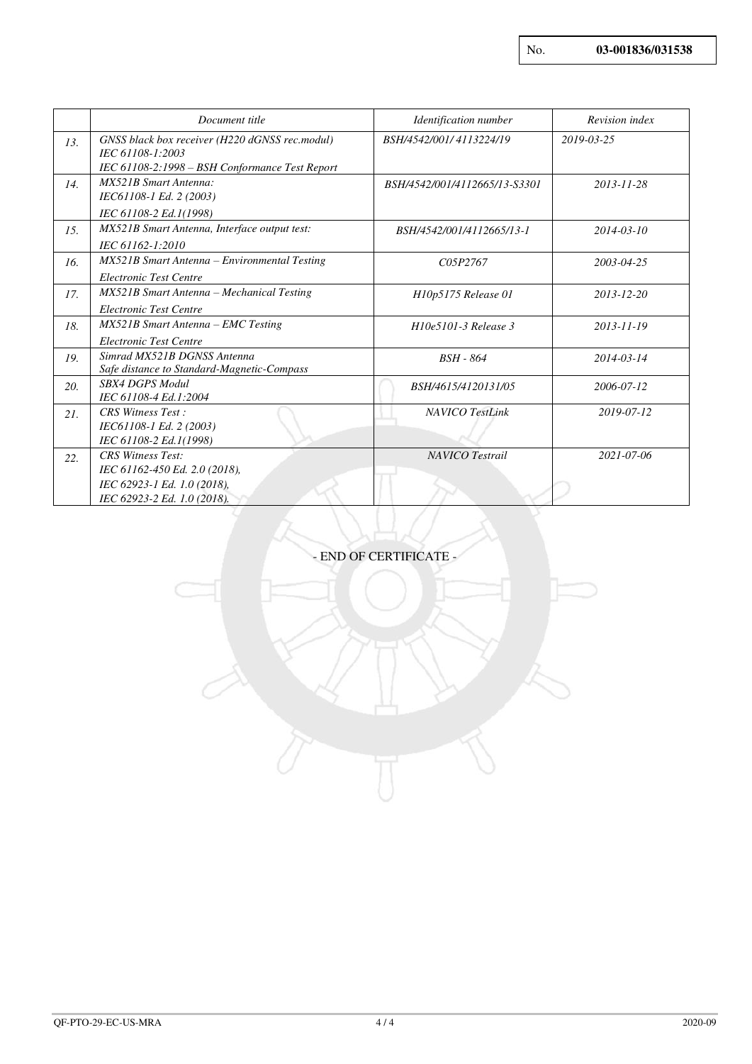No. **03-001836/031538**

| | *Document title* | *Identification number* | *Revision index* |
|---|---|---|---|
| *13.* | *GNSS black box receiver (H220 dGNSS rec.modul)*<br>*IEC 61108-1:2003*<br>*IEC 61108-2:1998 – BSH Conformance Test Report* | *BSH/4542/001/ 4113224/19* | *2019-03-25* |
| *14.* | *MX521B Smart Antenna:*<br>*IEC61108-1 Ed. 2 (2003)*<br>*IEC 61108-2 Ed.1(1998)* | *BSH/4542/001/4112665/13-S3301* | *2013-11-28* |
| *15.* | *MX521B Smart Antenna, Interface output test:*<br>*IEC 61162-1:2010* | *BSH/4542/001/4112665/13-1* | *2014-03-10* |
| *16.* | *MX521B Smart Antenna – Environmental Testing*<br>*Electronic Test Centre* | *C05P2767* | *2003-04-25* |
| *17.* | *MX521B Smart Antenna – Mechanical Testing*<br>*Electronic Test Centre* | *H10p5175 Release 01* | *2013-12-20* |
| *18.* | *MX521B Smart Antenna – EMC Testing*<br>*Electronic Test Centre* | *H10e5101-3 Release 3* | *2013-11-19* |
| *19.* | *Simrad MX521B DGNSS Antenna*<br>*Safe distance to Standard-Magnetic-Compass* | *BSH - 864* | *2014-03-14* |
| *20.* | *SBX4 DGPS Modul*<br>*IEC 61108-4 Ed.1:2004* | *BSH/4615/4120131/05* | *2006-07-12* |
| *21.* | *CRS Witness Test :*<br>*IEC61108-1 Ed. 2 (2003)*<br>*IEC 61108-2 Ed.1(1998)* | *NAVICO TestLink* | *2019-07-12* |
| *22.* | *CRS Witness Test:*<br>*IEC 61162-450 Ed. 2.0 (2018),*<br>*IEC 62923-1 Ed. 1.0 (2018),*<br>*IEC 62923-2 Ed. 1.0 (2018).* | *NAVICO Testrail* | *2021-07-06* |

- END OF CERTIFICATE -